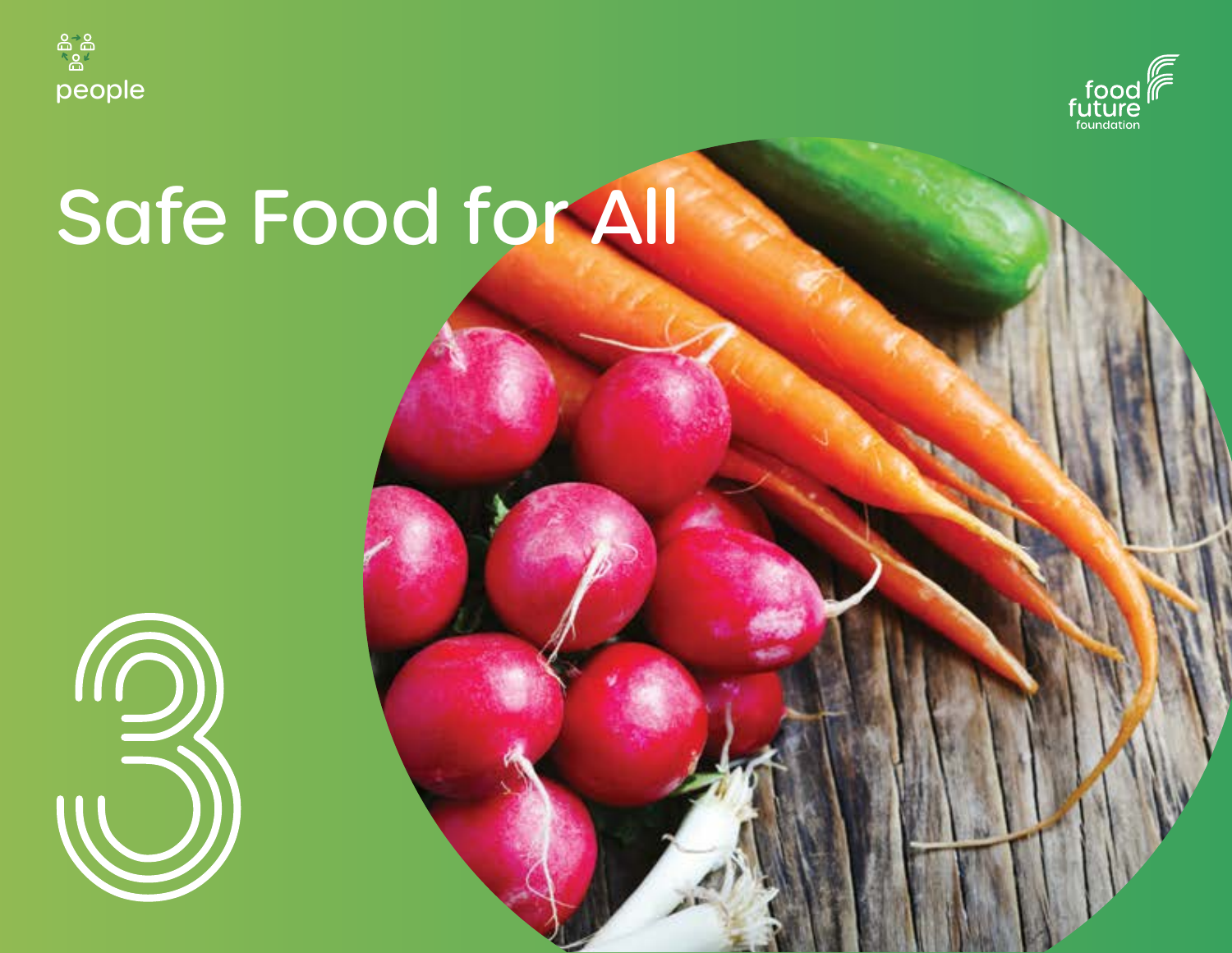people

food future foundation

# Safe Food for All

3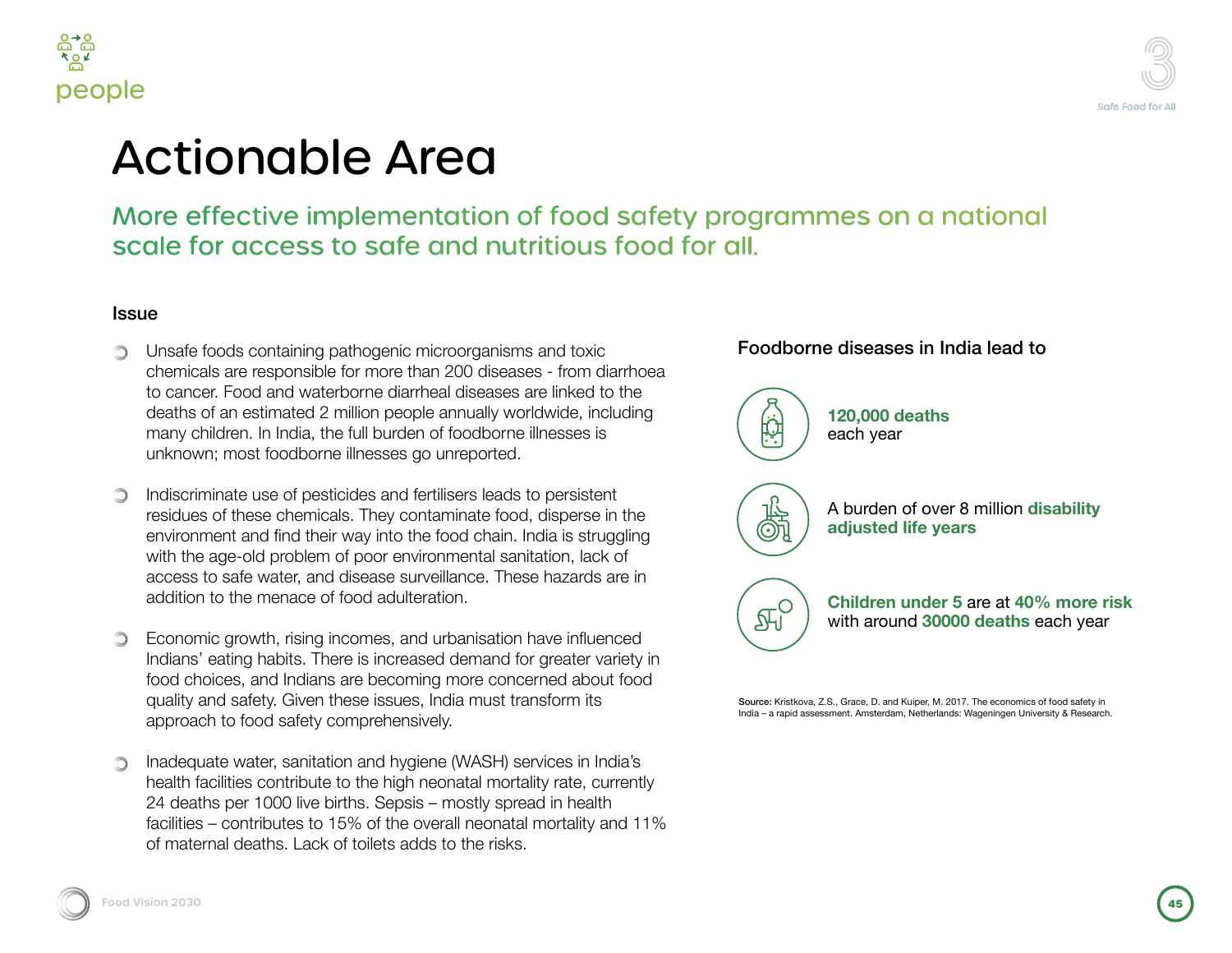# Actionable Area

## More effective implementation of food safety programmes on a national scale for access to safe and nutritious food for all.

### Issue

- Unsafe foods containing pathogenic microorganisms and toxic chemicals are responsible for more than 200 diseases - from diarrhoea to cancer. Food and waterborne diarrheal diseases are linked to the deaths of an estimated 2 million people annually worldwide, including many children. In India, the full burden of foodborne illnesses is unknown; most foodborne illnesses go unreported.
- Indiscriminate use of pesticides and fertilisers leads to persistent residues of these chemicals. They contaminate food, disperse in the environment and find their way into the food chain. India is struggling with the age-old problem of poor environmental sanitation, lack of access to safe water, and disease surveillance. These hazards are in addition to the menace of food adulteration.
- Economic growth, rising incomes, and urbanisation have influenced Indians' eating habits. There is increased demand for greater variety in food choices, and Indians are becoming more concerned about food quality and safety. Given these issues, India must transform its approach to food safety comprehensively.
- Inadequate water, sanitation and hygiene (WASH) services in India's health facilities contribute to the high neonatal mortality rate, currently 24 deaths per 1000 live births. Sepsis – mostly spread in health facilities – contributes to 15% of the overall neonatal mortality and 11% of maternal deaths. Lack of toilets adds to the risks.

### Foodborne diseases in India lead to

- **120,000 deaths** each year
- A burden of over 8 million **disability adjusted life years**
- **Children under 5** are at **40% more risk** with around **30000 deaths** each year

**Source:** Kristkova, Z.S., Grace, D. and Kuiper, M. 2017. The economics of food safety in India – a rapid assessment. Amsterdam, Netherlands: Wageningen University & Research.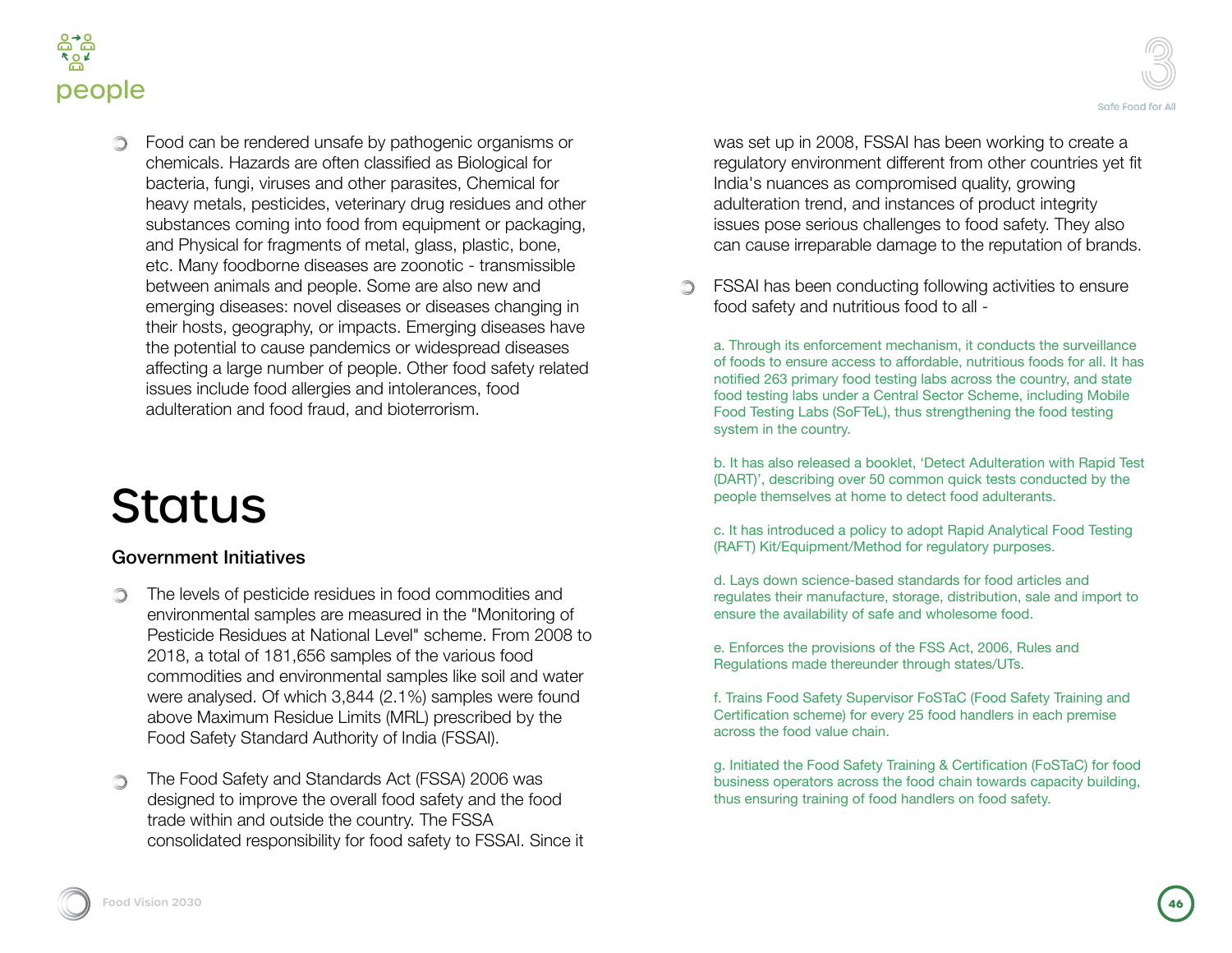- Food can be rendered unsafe by pathogenic organisms or chemicals. Hazards are often classified as Biological for bacteria, fungi, viruses and other parasites, Chemical for heavy metals, pesticides, veterinary drug residues and other substances coming into food from equipment or packaging, and Physical for fragments of metal, glass, plastic, bone, etc. Many foodborne diseases are zoonotic - transmissible between animals and people. Some are also new and emerging diseases: novel diseases or diseases changing in their hosts, geography, or impacts. Emerging diseases have the potential to cause pandemics or widespread diseases affecting a large number of people. Other food safety related issues include food allergies and intolerances, food adulteration and food fraud, and bioterrorism.

# Status

### Government Initiatives

- The levels of pesticide residues in food commodities and environmental samples are measured in the "Monitoring of Pesticide Residues at National Level" scheme. From 2008 to 2018, a total of 181,656 samples of the various food commodities and environmental samples like soil and water were analysed. Of which 3,844 (2.1%) samples were found above Maximum Residue Limits (MRL) prescribed by the Food Safety Standard Authority of India (FSSAI).

- The Food Safety and Standards Act (FSSA) 2006 was designed to improve the overall food safety and the food trade within and outside the country. The FSSA consolidated responsibility for food safety to FSSAI. Since it was set up in 2008, FSSAI has been working to create a regulatory environment different from other countries yet fit India's nuances as compromised quality, growing adulteration trend, and instances of product integrity issues pose serious challenges to food safety. They also can cause irreparable damage to the reputation of brands.

- FSSAI has been conducting following activities to ensure food safety and nutritious food to all -

  a. Through its enforcement mechanism, it conducts the surveillance of foods to ensure access to affordable, nutritious foods for all. It has notified 263 primary food testing labs across the country, and state food testing labs under a Central Sector Scheme, including Mobile Food Testing Labs (SoFTeL), thus strengthening the food testing system in the country.

  b. It has also released a booklet, 'Detect Adulteration with Rapid Test (DART)', describing over 50 common quick tests conducted by the people themselves at home to detect food adulterants.

  c. It has introduced a policy to adopt Rapid Analytical Food Testing (RAFT) Kit/Equipment/Method for regulatory purposes.

  d. Lays down science-based standards for food articles and regulates their manufacture, storage, distribution, sale and import to ensure the availability of safe and wholesome food.

  e. Enforces the provisions of the FSS Act, 2006, Rules and Regulations made thereunder through states/UTs.

  f. Trains Food Safety Supervisor FoSTaC (Food Safety Training and Certification scheme) for every 25 food handlers in each premise across the food value chain.

  g. Initiated the Food Safety Training & Certification (FoSTaC) for food business operators across the food chain towards capacity building, thus ensuring training of food handlers on food safety.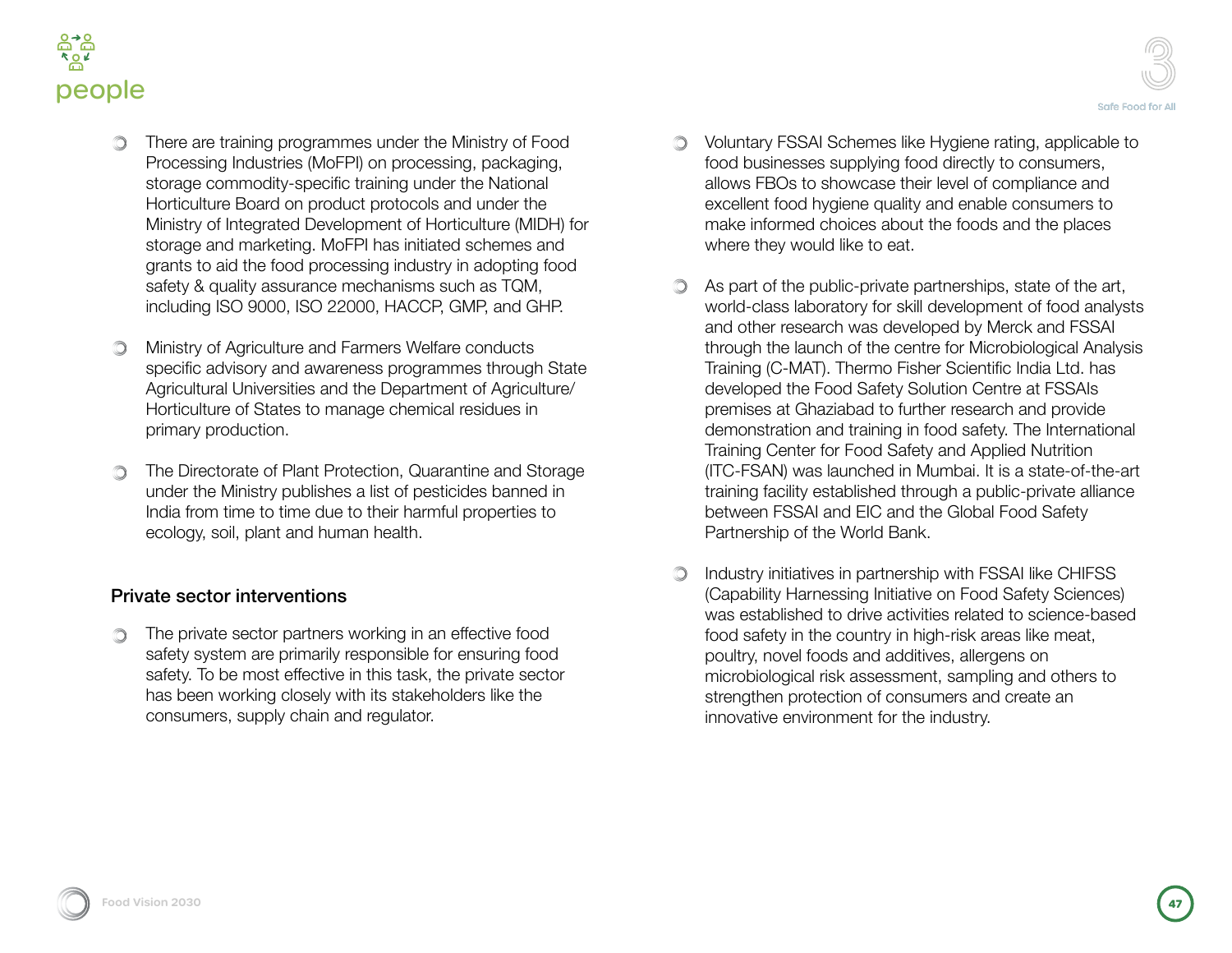- There are training programmes under the Ministry of Food Processing Industries (MoFPI) on processing, packaging, storage commodity-specific training under the National Horticulture Board on product protocols and under the Ministry of Integrated Development of Horticulture (MIDH) for storage and marketing. MoFPI has initiated schemes and grants to aid the food processing industry in adopting food safety & quality assurance mechanisms such as TQM, including ISO 9000, ISO 22000, HACCP, GMP, and GHP.

- Ministry of Agriculture and Farmers Welfare conducts specific advisory and awareness programmes through State Agricultural Universities and the Department of Agriculture/ Horticulture of States to manage chemical residues in primary production.

- The Directorate of Plant Protection, Quarantine and Storage under the Ministry publishes a list of pesticides banned in India from time to time due to their harmful properties to ecology, soil, plant and human health.

### Private sector interventions

- The private sector partners working in an effective food safety system are primarily responsible for ensuring food safety. To be most effective in this task, the private sector has been working closely with its stakeholders like the consumers, supply chain and regulator.

- Voluntary FSSAI Schemes like Hygiene rating, applicable to food businesses supplying food directly to consumers, allows FBOs to showcase their level of compliance and excellent food hygiene quality and enable consumers to make informed choices about the foods and the places where they would like to eat.

- As part of the public-private partnerships, state of the art, world-class laboratory for skill development of food analysts and other research was developed by Merck and FSSAI through the launch of the centre for Microbiological Analysis Training (C-MAT). Thermo Fisher Scientific India Ltd. has developed the Food Safety Solution Centre at FSSAIs premises at Ghaziabad to further research and provide demonstration and training in food safety. The International Training Center for Food Safety and Applied Nutrition (ITC-FSAN) was launched in Mumbai. It is a state-of-the-art training facility established through a public-private alliance between FSSAI and EIC and the Global Food Safety Partnership of the World Bank.

- Industry initiatives in partnership with FSSAI like CHIFSS (Capability Harnessing Initiative on Food Safety Sciences) was established to drive activities related to science-based food safety in the country in high-risk areas like meat, poultry, novel foods and additives, allergens on microbiological risk assessment, sampling and others to strengthen protection of consumers and create an innovative environment for the industry.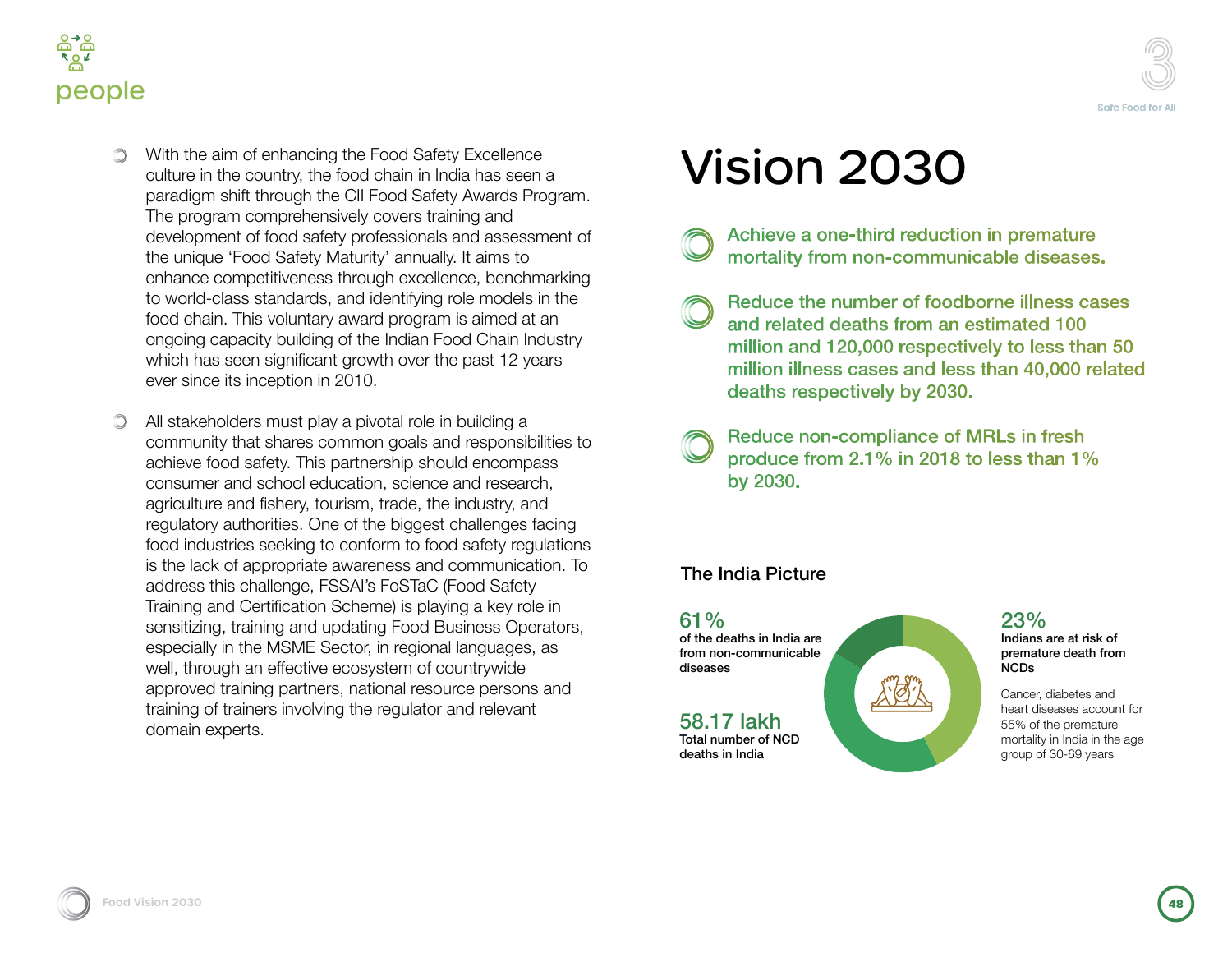- With the aim of enhancing the Food Safety Excellence culture in the country, the food chain in India has seen a paradigm shift through the CII Food Safety Awards Program. The program comprehensively covers training and development of food safety professionals and assessment of the unique 'Food Safety Maturity' annually. It aims to enhance competitiveness through excellence, benchmarking to world-class standards, and identifying role models in the food chain. This voluntary award program is aimed at an ongoing capacity building of the Indian Food Chain Industry which has seen significant growth over the past 12 years ever since its inception in 2010.

- All stakeholders must play a pivotal role in building a community that shares common goals and responsibilities to achieve food safety. This partnership should encompass consumer and school education, science and research, agriculture and fishery, tourism, trade, the industry, and regulatory authorities. One of the biggest challenges facing food industries seeking to conform to food safety regulations is the lack of appropriate awareness and communication. To address this challenge, FSSAI's FoSTaC (Food Safety Training and Certification Scheme) is playing a key role in sensitizing, training and updating Food Business Operators, especially in the MSME Sector, in regional languages, as well, through an effective ecosystem of countrywide approved training partners, national resource persons and training of trainers involving the regulator and relevant domain experts.

# Vision 2030

- Achieve a one-third reduction in premature mortality from non-communicable diseases.
- Reduce the number of foodborne illness cases and related deaths from an estimated 100 million and 120,000 respectively to less than 50 million illness cases and less than 40,000 related deaths respectively by 2030.
- Reduce non-compliance of MRLs in fresh produce from 2.1% in 2018 to less than 1% by 2030.

## The India Picture

**61%**
of the deaths in India are from non-communicable diseases

**58.17 lakh**
Total number of NCD deaths in India

**23%**
Indians are at risk of premature death from NCDs

Cancer, diabetes and heart diseases account for 55% of the premature mortality in India in the age group of 30-69 years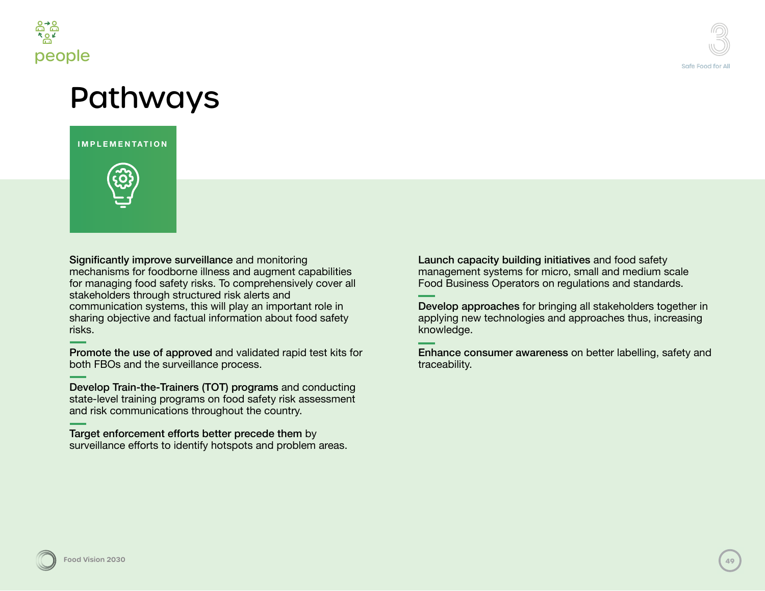# Pathways

## IMPLEMENTATION

**Significantly improve surveillance** and monitoring mechanisms for foodborne illness and augment capabilities for managing food safety risks. To comprehensively cover all stakeholders through structured risk alerts and communication systems, this will play an important role in sharing objective and factual information about food safety risks.

**Promote the use of approved** and validated rapid test kits for both FBOs and the surveillance process.

**Develop Train-the-Trainers (TOT) programs** and conducting state-level training programs on food safety risk assessment and risk communications throughout the country.

**Target enforcement efforts better precede them** by surveillance efforts to identify hotspots and problem areas.

**Launch capacity building initiatives** and food safety management systems for micro, small and medium scale Food Business Operators on regulations and standards.

**Develop approaches** for bringing all stakeholders together in applying new technologies and approaches thus, increasing knowledge.

**Enhance consumer awareness** on better labelling, safety and traceability.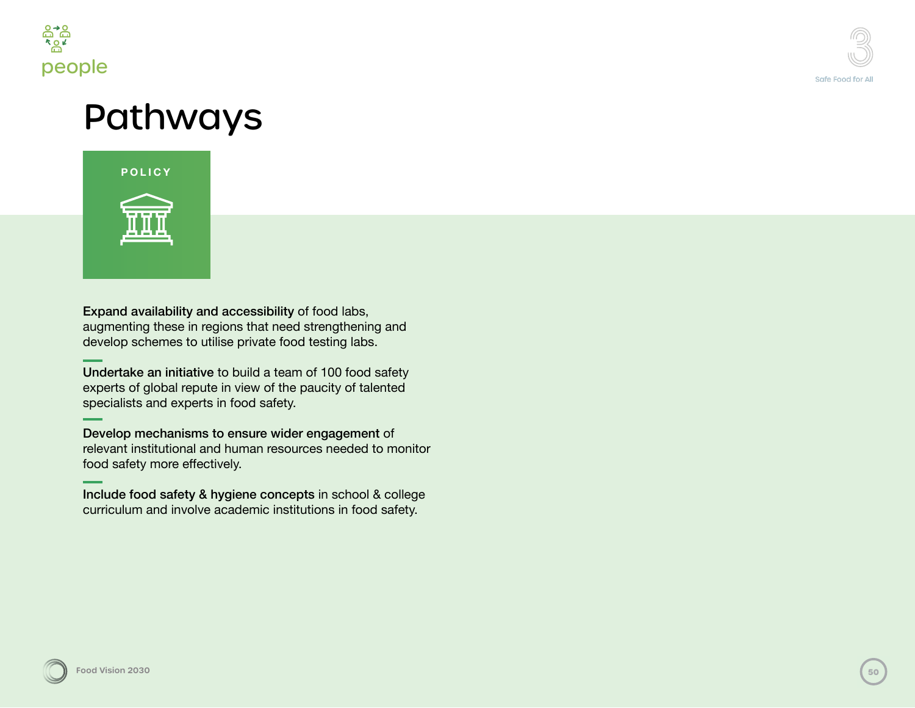# Pathways

## POLICY

**Expand availability and accessibility** of food labs, augmenting these in regions that need strengthening and develop schemes to utilise private food testing labs.

**Undertake an initiative** to build a team of 100 food safety experts of global repute in view of the paucity of talented specialists and experts in food safety.

**Develop mechanisms to ensure wider engagement** of relevant institutional and human resources needed to monitor food safety more effectively.

**Include food safety & hygiene concepts** in school & college curriculum and involve academic institutions in food safety.